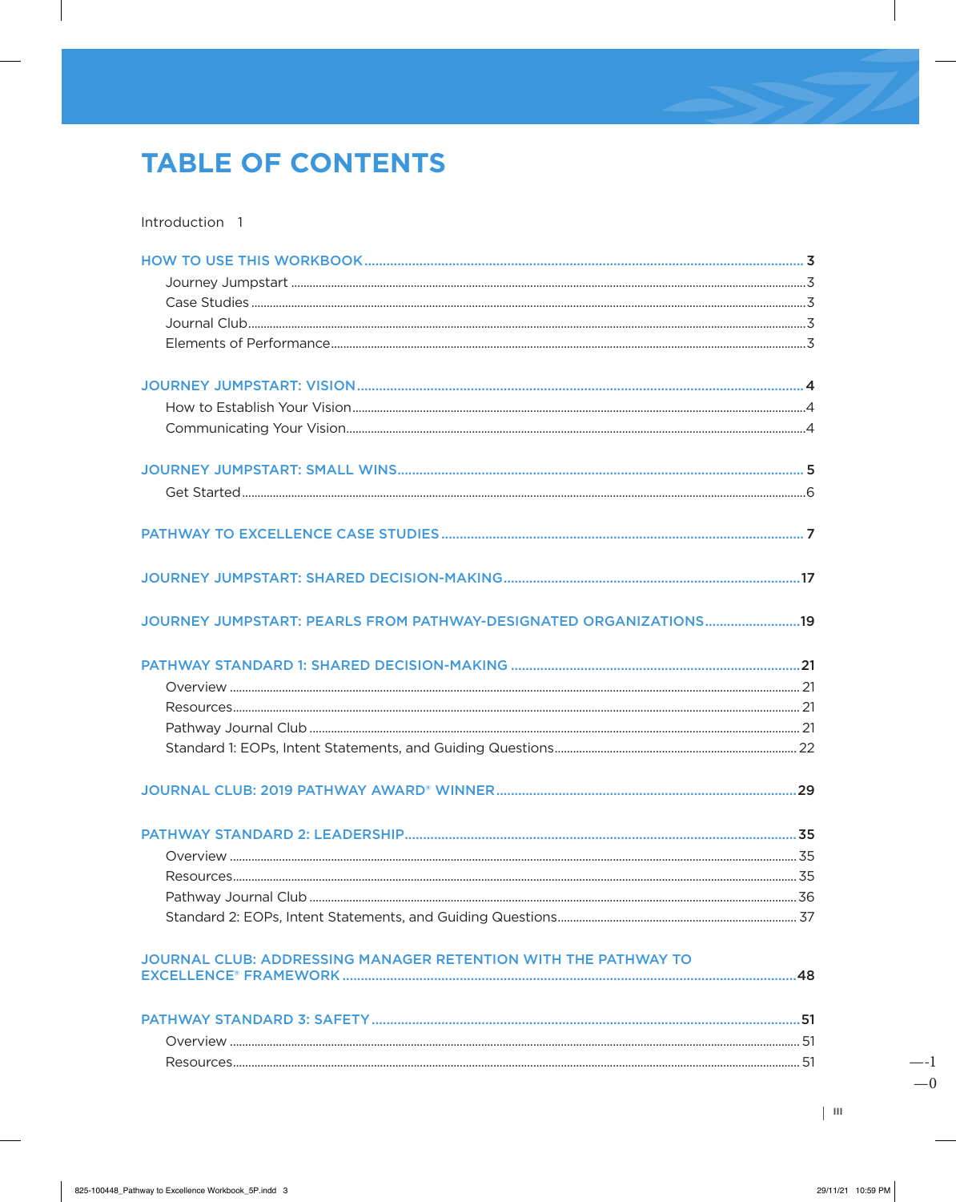# TABLE OF CONTENTS

Introduction 1

HOW TO USE THIS WORKBOOK ..... 3
- Journey Jumpstart ..... 3
- Case Studies ..... 3
- Journal Club ..... 3
- Elements of Performance ..... 3

JOURNEY JUMPSTART: VISION ..... 4
- How to Establish Your Vision ..... 4
- Communicating Your Vision ..... 4

JOURNEY JUMPSTART: SMALL WINS ..... 5
- Get Started ..... 6

PATHWAY TO EXCELLENCE CASE STUDIES ..... 7

JOURNEY JUMPSTART: SHARED DECISION-MAKING ..... 17

JOURNEY JUMPSTART: PEARLS FROM PATHWAY-DESIGNATED ORGANIZATIONS ..... 19

PATHWAY STANDARD 1: SHARED DECISION-MAKING ..... 21
- Overview ..... 21
- Resources ..... 21
- Pathway Journal Club ..... 21
- Standard 1: EOPs, Intent Statements, and Guiding Questions ..... 22

JOURNAL CLUB: 2019 PATHWAY AWARD® WINNER ..... 29

PATHWAY STANDARD 2: LEADERSHIP ..... 35
- Overview ..... 35
- Resources ..... 35
- Pathway Journal Club ..... 36
- Standard 2: EOPs, Intent Statements, and Guiding Questions ..... 37

JOURNAL CLUB: ADDRESSING MANAGER RETENTION WITH THE PATHWAY TO EXCELLENCE® FRAMEWORK ..... 48

PATHWAY STANDARD 3: SAFETY ..... 51
- Overview ..... 51
- Resources ..... 51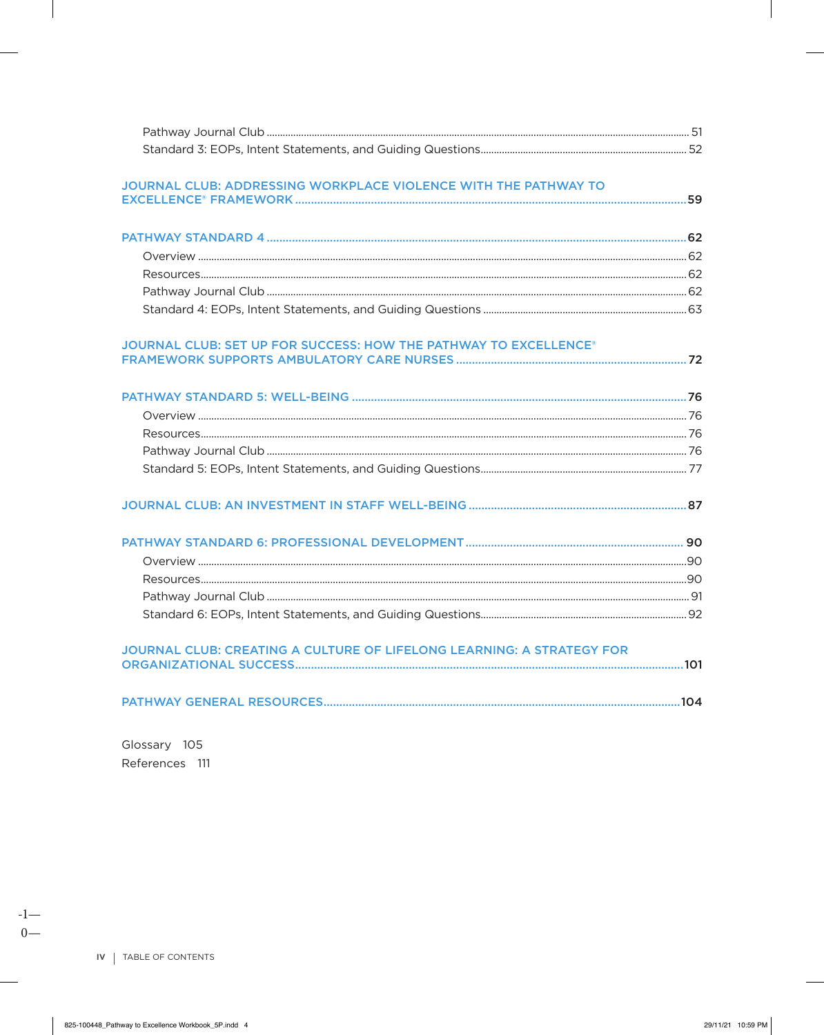Pathway Journal Club ... 51
Standard 3: EOPs, Intent Statements, and Guiding Questions ... 52

**JOURNAL CLUB: ADDRESSING WORKPLACE VIOLENCE WITH THE PATHWAY TO EXCELLENCE® FRAMEWORK ... 59**

**PATHWAY STANDARD 4 ... 62**

Overview ... 62
Resources ... 62
Pathway Journal Club ... 62
Standard 4: EOPs, Intent Statements, and Guiding Questions ... 63

**JOURNAL CLUB: SET UP FOR SUCCESS: HOW THE PATHWAY TO EXCELLENCE® FRAMEWORK SUPPORTS AMBULATORY CARE NURSES ... 72**

**PATHWAY STANDARD 5: WELL-BEING ... 76**

Overview ... 76
Resources ... 76
Pathway Journal Club ... 76
Standard 5: EOPs, Intent Statements, and Guiding Questions ... 77

**JOURNAL CLUB: AN INVESTMENT IN STAFF WELL-BEING ... 87**

**PATHWAY STANDARD 6: PROFESSIONAL DEVELOPMENT ... 90**

Overview ... 90
Resources ... 90
Pathway Journal Club ... 91
Standard 6: EOPs, Intent Statements, and Guiding Questions ... 92

**JOURNAL CLUB: CREATING A CULTURE OF LIFELONG LEARNING: A STRATEGY FOR ORGANIZATIONAL SUCCESS ... 101**

**PATHWAY GENERAL RESOURCES ... 104**

Glossary 105
References 111